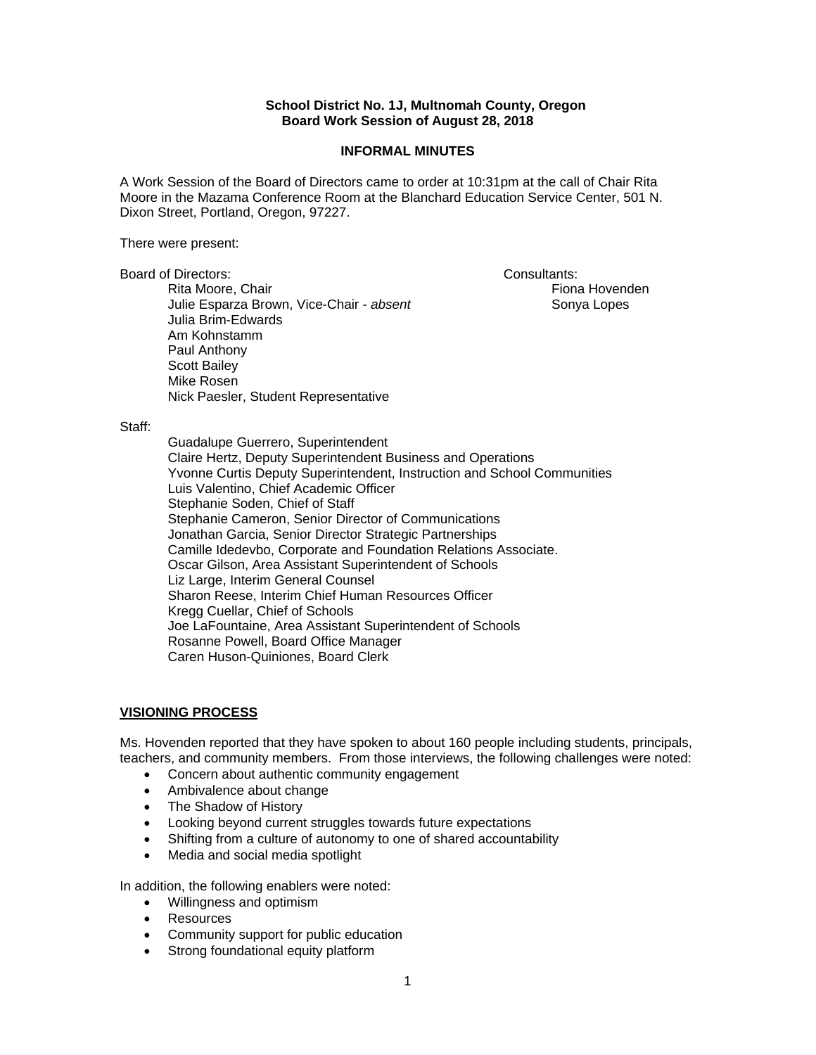**School District No. 1J, Multnomah County, Oregon**
**Board Work Session of August 28, 2018**

**INFORMAL MINUTES**

A Work Session of the Board of Directors came to order at 10:31pm at the call of Chair Rita Moore in the Mazama Conference Room at the Blanchard Education Service Center, 501 N. Dixon Street, Portland, Oregon, 97227.

There were present:

Board of Directors:

- Rita Moore, Chair
- Julie Esparza Brown, Vice-Chair - *absent*
- Julia Brim-Edwards
- Am Kohnstamm
- Paul Anthony
- Scott Bailey
- Mike Rosen
- Nick Paesler, Student Representative

Consultants:

- Fiona Hovenden
- Sonya Lopes

Staff:

- Guadalupe Guerrero, Superintendent
- Claire Hertz, Deputy Superintendent Business and Operations
- Yvonne Curtis Deputy Superintendent, Instruction and School Communities
- Luis Valentino, Chief Academic Officer
- Stephanie Soden, Chief of Staff
- Stephanie Cameron, Senior Director of Communications
- Jonathan Garcia, Senior Director Strategic Partnerships
- Camille Idedevbo, Corporate and Foundation Relations Associate.
- Oscar Gilson, Area Assistant Superintendent of Schools
- Liz Large, Interim General Counsel
- Sharon Reese, Interim Chief Human Resources Officer
- Kregg Cuellar, Chief of Schools
- Joe LaFountaine, Area Assistant Superintendent of Schools
- Rosanne Powell, Board Office Manager
- Caren Huson-Quiniones, Board Clerk

## <u>VISIONING PROCESS</u>

Ms. Hovenden reported that they have spoken to about 160 people including students, principals, teachers, and community members. From those interviews, the following challenges were noted:

- Concern about authentic community engagement
- Ambivalence about change
- The Shadow of History
- Looking beyond current struggles towards future expectations
- Shifting from a culture of autonomy to one of shared accountability
- Media and social media spotlight

In addition, the following enablers were noted:

- Willingness and optimism
- Resources
- Community support for public education
- Strong foundational equity platform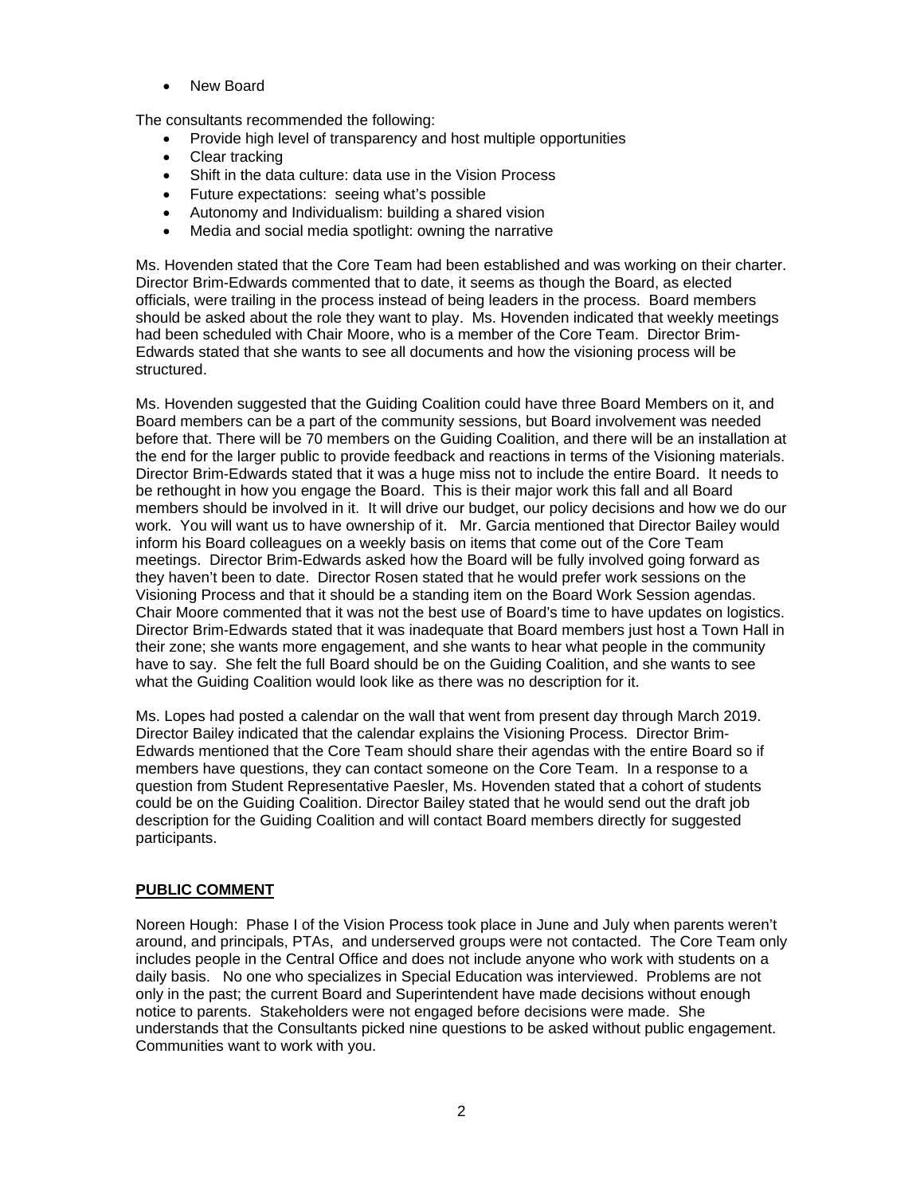- New Board

The consultants recommended the following:

- Provide high level of transparency and host multiple opportunities
- Clear tracking
- Shift in the data culture: data use in the Vision Process
- Future expectations: seeing what's possible
- Autonomy and Individualism: building a shared vision
- Media and social media spotlight: owning the narrative

Ms. Hovenden stated that the Core Team had been established and was working on their charter. Director Brim-Edwards commented that to date, it seems as though the Board, as elected officials, were trailing in the process instead of being leaders in the process. Board members should be asked about the role they want to play. Ms. Hovenden indicated that weekly meetings had been scheduled with Chair Moore, who is a member of the Core Team. Director Brim-Edwards stated that she wants to see all documents and how the visioning process will be structured.

Ms. Hovenden suggested that the Guiding Coalition could have three Board Members on it, and Board members can be a part of the community sessions, but Board involvement was needed before that. There will be 70 members on the Guiding Coalition, and there will be an installation at the end for the larger public to provide feedback and reactions in terms of the Visioning materials. Director Brim-Edwards stated that it was a huge miss not to include the entire Board. It needs to be rethought in how you engage the Board. This is their major work this fall and all Board members should be involved in it. It will drive our budget, our policy decisions and how we do our work. You will want us to have ownership of it. Mr. Garcia mentioned that Director Bailey would inform his Board colleagues on a weekly basis on items that come out of the Core Team meetings. Director Brim-Edwards asked how the Board will be fully involved going forward as they haven't been to date. Director Rosen stated that he would prefer work sessions on the Visioning Process and that it should be a standing item on the Board Work Session agendas. Chair Moore commented that it was not the best use of Board's time to have updates on logistics. Director Brim-Edwards stated that it was inadequate that Board members just host a Town Hall in their zone; she wants more engagement, and she wants to hear what people in the community have to say. She felt the full Board should be on the Guiding Coalition, and she wants to see what the Guiding Coalition would look like as there was no description for it.

Ms. Lopes had posted a calendar on the wall that went from present day through March 2019. Director Bailey indicated that the calendar explains the Visioning Process. Director Brim-Edwards mentioned that the Core Team should share their agendas with the entire Board so if members have questions, they can contact someone on the Core Team. In a response to a question from Student Representative Paesler, Ms. Hovenden stated that a cohort of students could be on the Guiding Coalition. Director Bailey stated that he would send out the draft job description for the Guiding Coalition and will contact Board members directly for suggested participants.

**PUBLIC COMMENT**

Noreen Hough: Phase I of the Vision Process took place in June and July when parents weren't around, and principals, PTAs, and underserved groups were not contacted. The Core Team only includes people in the Central Office and does not include anyone who work with students on a daily basis. No one who specializes in Special Education was interviewed. Problems are not only in the past; the current Board and Superintendent have made decisions without enough notice to parents. Stakeholders were not engaged before decisions were made. She understands that the Consultants picked nine questions to be asked without public engagement. Communities want to work with you.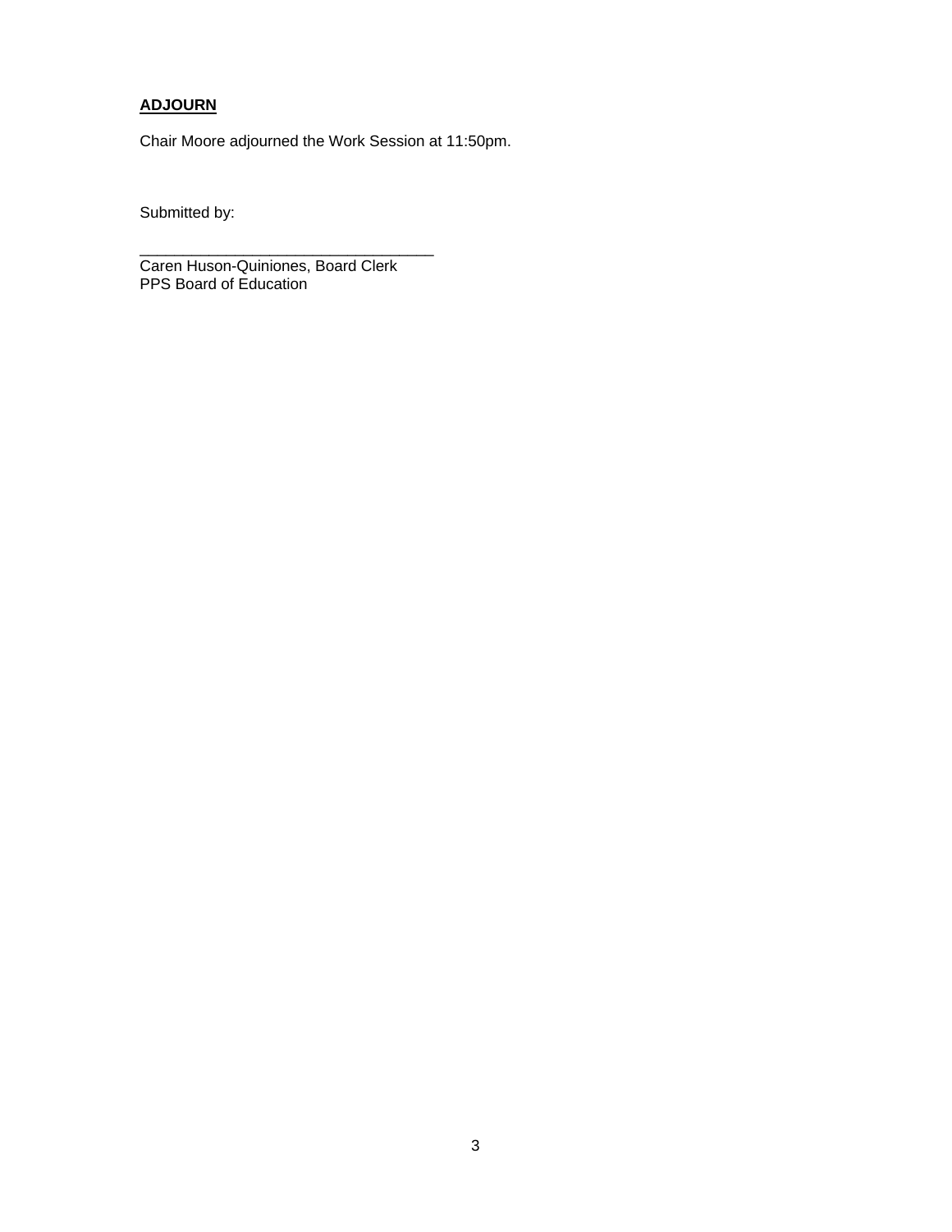**ADJOURN**

Chair Moore adjourned the Work Session at 11:50pm.

Submitted by:

___________________________________
Caren Huson-Quiniones, Board Clerk
PPS Board of Education